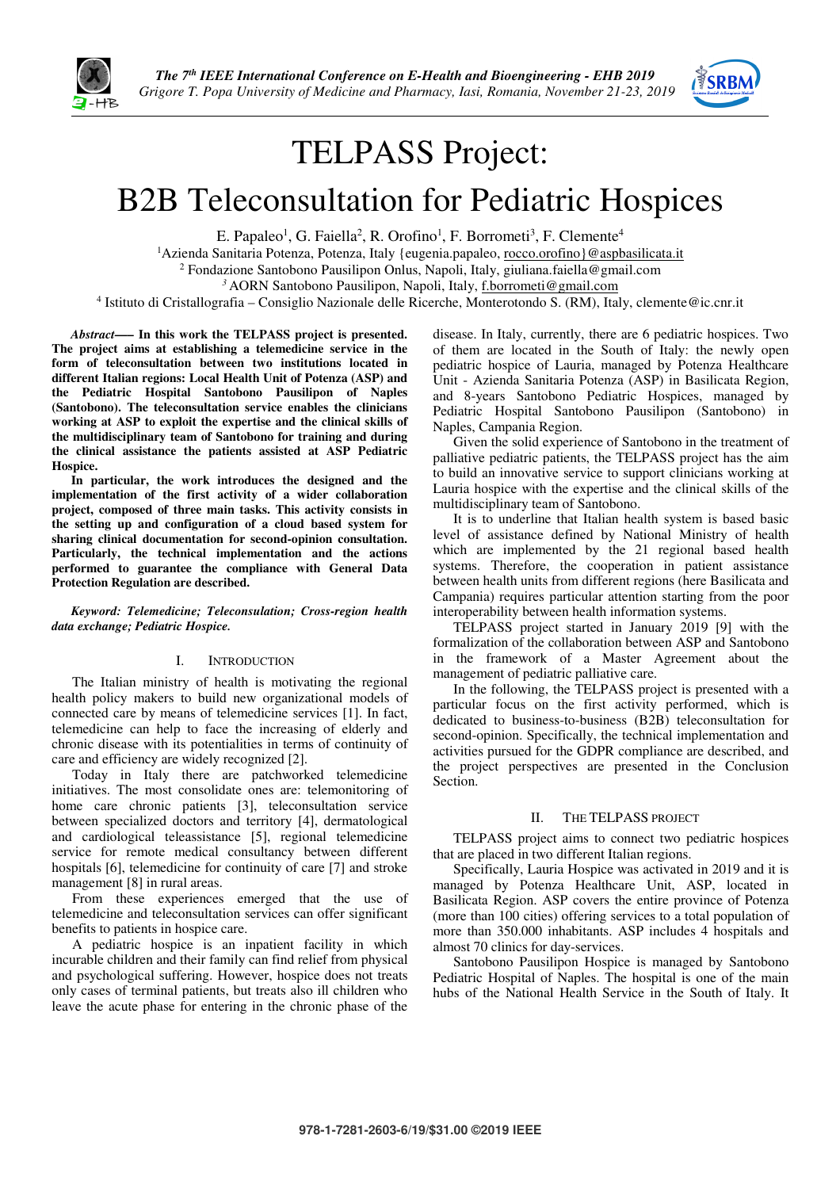# TELPASS Project: B2B Teleconsultation for Pediatric Hospices

E. Papaleo[1], G. Faiella[2], R. Orofino[1], F. Borrometi[3], F. Clemente[4]

[1]Azienda Sanitaria Potenza, Potenza, Italy {eugenia.papaleo, rocco.orofino}@aspbasilicata.it

[2] Fondazione Santobono Pausilipon Onlus, Napoli, Italy, giuliana.faiella@gmail.com

[3] AORN Santobono Pausilipon, Napoli, Italy, f.borrometi@gmail.com

[4] Istituto di Cristallografia – Consiglio Nazionale delle Ricerche, Monterotondo S. (RM), Italy, clemente@ic.cnr.it

***Abstract*—— In this work the TELPASS project is presented. The project aims at establishing a telemedicine service in the form of teleconsultation between two institutions located in different Italian regions: Local Health Unit of Potenza (ASP) and the Pediatric Hospital Santobono Pausilipon of Naples (Santobono). The teleconsultation service enables the clinicians working at ASP to exploit the expertise and the clinical skills of the multidisciplinary team of Santobono for training and during the clinical assistance the patients assisted at ASP Pediatric Hospice.**

**In particular, the work introduces the designed and the implementation of the first activity of a wider collaboration project, composed of three main tasks. This activity consists in the setting up and configuration of a cloud based system for sharing clinical documentation for second-opinion consultation. Particularly, the technical implementation and the actions performed to guarantee the compliance with General Data Protection Regulation are described.**

***Keyword: Telemedicine; Teleconsulation; Cross-region health data exchange; Pediatric Hospice.***

## I. Introduction

The Italian ministry of health is motivating the regional health policy makers to build new organizational models of connected care by means of telemedicine services [1]. In fact, telemedicine can help to face the increasing of elderly and chronic disease with its potentialities in terms of continuity of care and efficiency are widely recognized [2].

Today in Italy there are patchworked telemedicine initiatives. The most consolidate ones are: telemonitoring of home care chronic patients [3], teleconsultation service between specialized doctors and territory [4], dermatological and cardiological teleassistance [5], regional telemedicine service for remote medical consultancy between different hospitals [6], telemedicine for continuity of care [7] and stroke management [8] in rural areas.

From these experiences emerged that the use of telemedicine and teleconsultation services can offer significant benefits to patients in hospice care.

A pediatric hospice is an inpatient facility in which incurable children and their family can find relief from physical and psychological suffering. However, hospice does not treats only cases of terminal patients, but treats also ill children who leave the acute phase for entering in the chronic phase of the disease. In Italy, currently, there are 6 pediatric hospices. Two of them are located in the South of Italy: the newly open pediatric hospice of Lauria, managed by Potenza Healthcare Unit - Azienda Sanitaria Potenza (ASP) in Basilicata Region, and 8-years Santobono Pediatric Hospices, managed by Pediatric Hospital Santobono Pausilipon (Santobono) in Naples, Campania Region.

Given the solid experience of Santobono in the treatment of palliative pediatric patients, the TELPASS project has the aim to build an innovative service to support clinicians working at Lauria hospice with the expertise and the clinical skills of the multidisciplinary team of Santobono.

It is to underline that Italian health system is based basic level of assistance defined by National Ministry of health which are implemented by the 21 regional based health systems. Therefore, the cooperation in patient assistance between health units from different regions (here Basilicata and Campania) requires particular attention starting from the poor interoperability between health information systems.

TELPASS project started in January 2019 [9] with the formalization of the collaboration between ASP and Santobono in the framework of a Master Agreement about the management of pediatric palliative care.

In the following, the TELPASS project is presented with a particular focus on the first activity performed, which is dedicated to business-to-business (B2B) teleconsultation for second-opinion. Specifically, the technical implementation and activities pursued for the GDPR compliance are described, and the project perspectives are presented in the Conclusion Section.

## II. The TELPASS Project

TELPASS project aims to connect two pediatric hospices that are placed in two different Italian regions.

Specifically, Lauria Hospice was activated in 2019 and it is managed by Potenza Healthcare Unit, ASP, located in Basilicata Region. ASP covers the entire province of Potenza (more than 100 cities) offering services to a total population of more than 350.000 inhabitants. ASP includes 4 hospitals and almost 70 clinics for day-services.

Santobono Pausilipon Hospice is managed by Santobono Pediatric Hospital of Naples. The hospital is one of the main hubs of the National Health Service in the South of Italy. It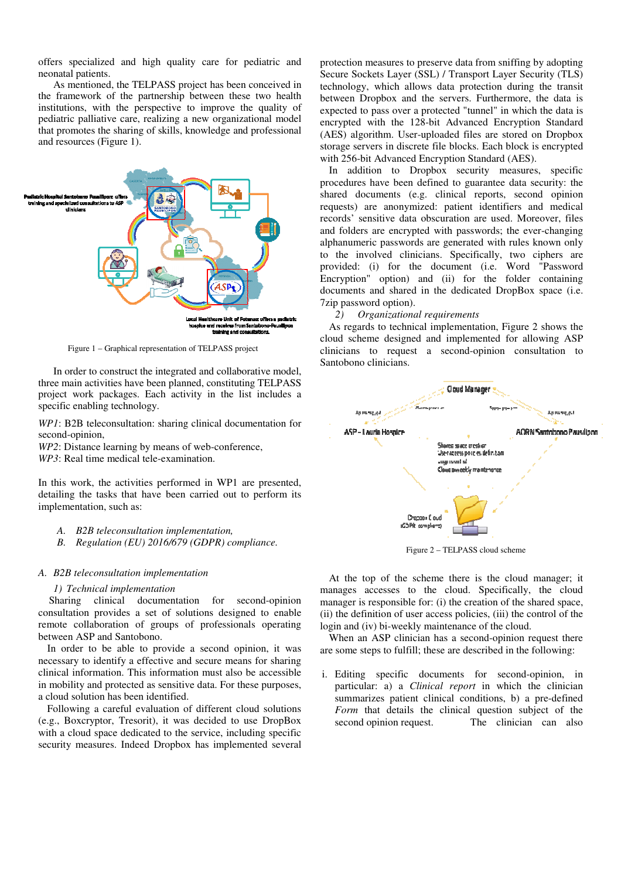offers specialized and high quality care for pediatric and neonatal patients.

As mentioned, the TELPASS project has been conceived in the framework of the partnership between these two health institutions, with the perspective to improve the quality of pediatric palliative care, realizing a new organizational model that promotes the sharing of skills, knowledge and professional and resources (Figure 1).

Figure 1 – Graphical representation of TELPASS project

In order to construct the integrated and collaborative model, three main activities have been planned, constituting TELPASS project work packages. Each activity in the list includes a specific enabling technology.

*WP1*: B2B teleconsultation: sharing clinical documentation for second-opinion,
*WP2*: Distance learning by means of web-conference,
*WP3*: Real time medical tele-examination.

In this work, the activities performed in WP1 are presented, detailing the tasks that have been carried out to perform its implementation, such as:

A. *B2B teleconsultation implementation,*
B. *Regulation (EU) 2016/679 (GDPR) compliance.*

### A. B2B teleconsultation implementation

#### 1) Technical implementation

Sharing clinical documentation for second-opinion consultation provides a set of solutions designed to enable remote collaboration of groups of professionals operating between ASP and Santobono.

In order to be able to provide a second opinion, it was necessary to identify a effective and secure means for sharing clinical information. This information must also be accessible in mobility and protected as sensitive data. For these purposes, a cloud solution has been identified.

Following a careful evaluation of different cloud solutions (e.g., Boxcryptor, Tresorit), it was decided to use DropBox with a cloud space dedicated to the service, including specific security measures. Indeed Dropbox has implemented several protection measures to preserve data from sniffing by adopting Secure Sockets Layer (SSL) / Transport Layer Security (TLS) technology, which allows data protection during the transit between Dropbox and the servers. Furthermore, the data is expected to pass over a protected "tunnel" in which the data is encrypted with the 128-bit Advanced Encryption Standard (AES) algorithm. User-uploaded files are stored on Dropbox storage servers in discrete file blocks. Each block is encrypted with 256-bit Advanced Encryption Standard (AES).

In addition to Dropbox security measures, specific procedures have been defined to guarantee data security: the shared documents (e.g. clinical reports, second opinion requests) are anonymized: patient identifiers and medical records' sensitive data obscuration are used. Moreover, files and folders are encrypted with passwords; the ever-changing alphanumeric passwords are generated with rules known only to the involved clinicians. Specifically, two ciphers are provided: (i) for the document (i.e. Word "Password Encryption" option) and (ii) for the folder containing documents and shared in the dedicated DropBox space (i.e. 7zip password option).

#### 2) Organizational requirements

As regards to technical implementation, Figure 2 shows the cloud scheme designed and implemented for allowing ASP clinicians to request a second-opinion consultation to Santobono clinicians.

Figure 2 – TELPASS cloud scheme

At the top of the scheme there is the cloud manager; it manages accesses to the cloud. Specifically, the cloud manager is responsible for: (i) the creation of the shared space, (ii) the definition of user access policies, (iii) the control of the login and (iv) bi-weekly maintenance of the cloud.

When an ASP clinician has a second-opinion request there are some steps to fulfill; these are described in the following:

i. Editing specific documents for second-opinion, in particular: a) a *Clinical report* in which the clinician summarizes patient clinical conditions, b) a pre-defined *Form* that details the clinical question subject of the second opinion request. The clinician can also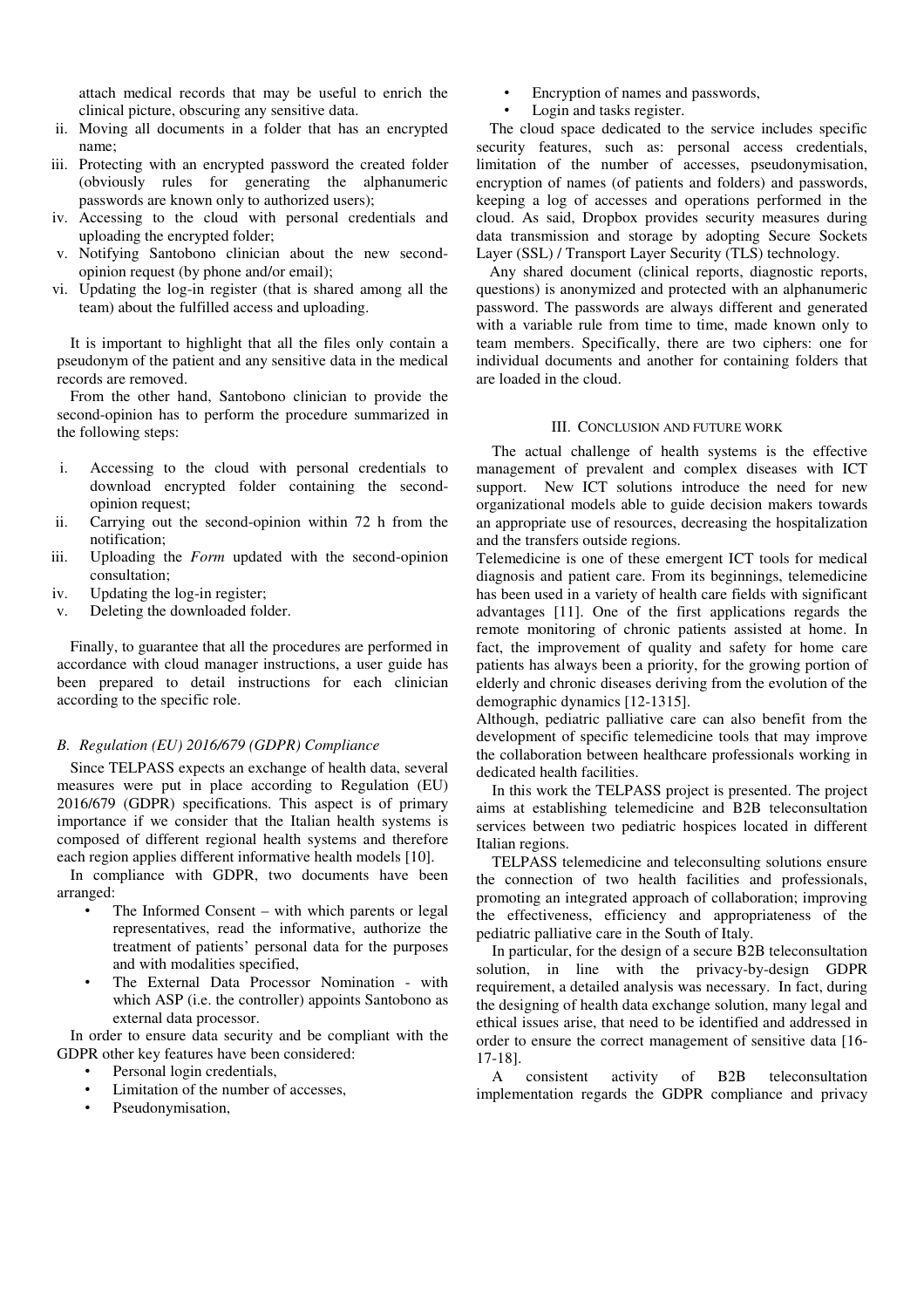attach medical records that may be useful to enrich the clinical picture, obscuring any sensitive data.

ii. Moving all documents in a folder that has an encrypted name;
iii. Protecting with an encrypted password the created folder (obviously rules for generating the alphanumeric passwords are known only to authorized users);
iv. Accessing to the cloud with personal credentials and uploading the encrypted folder;
v. Notifying Santobono clinician about the new second-opinion request (by phone and/or email);
vi. Updating the log-in register (that is shared among all the team) about the fulfilled access and uploading.

It is important to highlight that all the files only contain a pseudonym of the patient and any sensitive data in the medical records are removed.

From the other hand, Santobono clinician to provide the second-opinion has to perform the procedure summarized in the following steps:

i. Accessing to the cloud with personal credentials to download encrypted folder containing the second-opinion request;
ii. Carrying out the second-opinion within 72 h from the notification;
iii. Uploading the *Form* updated with the second-opinion consultation;
iv. Updating the log-in register;
v. Deleting the downloaded folder.

Finally, to guarantee that all the procedures are performed in accordance with cloud manager instructions, a user guide has been prepared to detail instructions for each clinician according to the specific role.

### *B. Regulation (EU) 2016/679 (GDPR) Compliance*

Since TELPASS expects an exchange of health data, several measures were put in place according to Regulation (EU) 2016/679 (GDPR) specifications. This aspect is of primary importance if we consider that the Italian health systems is composed of different regional health systems and therefore each region applies different informative health models [10].

In compliance with GDPR, two documents have been arranged:

- The Informed Consent – with which parents or legal representatives, read the informative, authorize the treatment of patients' personal data for the purposes and with modalities specified,
- The External Data Processor Nomination - with which ASP (i.e. the controller) appoints Santobono as external data processor.

In order to ensure data security and be compliant with the GDPR other key features have been considered:

- Personal login credentials,
- Limitation of the number of accesses,
- Pseudonymisation,
- Encryption of names and passwords,
- Login and tasks register.

The cloud space dedicated to the service includes specific security features, such as: personal access credentials, limitation of the number of accesses, pseudonymisation, encryption of names (of patients and folders) and passwords, keeping a log of accesses and operations performed in the cloud. As said, Dropbox provides security measures during data transmission and storage by adopting Secure Sockets Layer (SSL) / Transport Layer Security (TLS) technology.

Any shared document (clinical reports, diagnostic reports, questions) is anonymized and protected with an alphanumeric password. The passwords are always different and generated with a variable rule from time to time, made known only to team members. Specifically, there are two ciphers: one for individual documents and another for containing folders that are loaded in the cloud.

## III. Conclusion and Future Work

The actual challenge of health systems is the effective management of prevalent and complex diseases with ICT support. New ICT solutions introduce the need for new organizational models able to guide decision makers towards an appropriate use of resources, decreasing the hospitalization and the transfers outside regions.

Telemedicine is one of these emergent ICT tools for medical diagnosis and patient care. From its beginnings, telemedicine has been used in a variety of health care fields with significant advantages [11]. One of the first applications regards the remote monitoring of chronic patients assisted at home. In fact, the improvement of quality and safety for home care patients has always been a priority, for the growing portion of elderly and chronic diseases deriving from the evolution of the demographic dynamics [12-1315].

Although, pediatric palliative care can also benefit from the development of specific telemedicine tools that may improve the collaboration between healthcare professionals working in dedicated health facilities.

In this work the TELPASS project is presented. The project aims at establishing telemedicine and B2B teleconsultation services between two pediatric hospices located in different Italian regions.

TELPASS telemedicine and teleconsulting solutions ensure the connection of two health facilities and professionals, promoting an integrated approach of collaboration; improving the effectiveness, efficiency and appropriateness of the pediatric palliative care in the South of Italy.

In particular, for the design of a secure B2B teleconsultation solution, in line with the privacy-by-design GDPR requirement, a detailed analysis was necessary. In fact, during the designing of health data exchange solution, many legal and ethical issues arise, that need to be identified and addressed in order to ensure the correct management of sensitive data [16-17-18].

A consistent activity of B2B teleconsultation implementation regards the GDPR compliance and privacy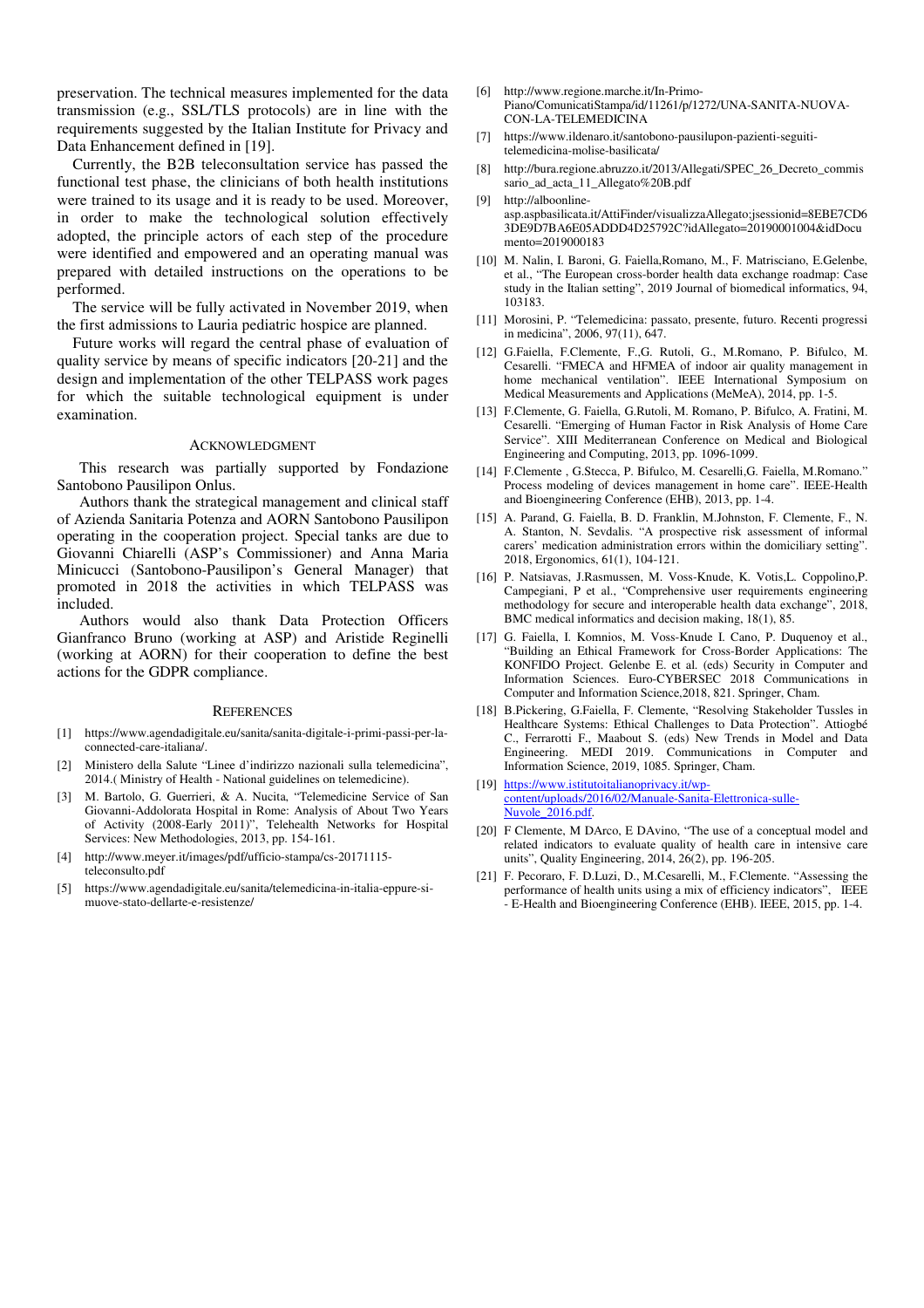preservation. The technical measures implemented for the data transmission (e.g., SSL/TLS protocols) are in line with the requirements suggested by the Italian Institute for Privacy and Data Enhancement defined in [19].

Currently, the B2B teleconsultation service has passed the functional test phase, the clinicians of both health institutions were trained to its usage and it is ready to be used. Moreover, in order to make the technological solution effectively adopted, the principle actors of each step of the procedure were identified and empowered and an operating manual was prepared with detailed instructions on the operations to be performed.

The service will be fully activated in November 2019, when the first admissions to Lauria pediatric hospice are planned.

Future works will regard the central phase of evaluation of quality service by means of specific indicators [20-21] and the design and implementation of the other TELPASS work pages for which the suitable technological equipment is under examination.

## Acknowledgment

This research was partially supported by Fondazione Santobono Pausilipon Onlus.

Authors thank the strategical management and clinical staff of Azienda Sanitaria Potenza and AORN Santobono Pausilipon operating in the cooperation project. Special tanks are due to Giovanni Chiarelli (ASP's Commissioner) and Anna Maria Minicucci (Santobono-Pausilipon's General Manager) that promoted in 2018 the activities in which TELPASS was included.

Authors would also thank Data Protection Officers Gianfranco Bruno (working at ASP) and Aristide Reginelli (working at AORN) for their cooperation to define the best actions for the GDPR compliance.

## References

[1] https://www.agendadigitale.eu/sanita/sanita-digitale-i-primi-passi-per-la-connected-care-italiana/.

[2] Ministero della Salute "Linee d'indirizzo nazionali sulla telemedicina", 2014.( Ministry of Health - National guidelines on telemedicines).

[3] M. Bartolo, G. Guerrieri, & A. Nucita, "Telemedicine Service of San Giovanni-Addolorata Hospital in Rome: Analysis of About Two Years of Activity (2008-Early 2011)", Telehealth Networks for Hospital Services: New Methodologies, 2013, pp. 154-161.

[4] http://www.meyer.it/images/pdf/ufficio-stampa/cs-20171115-teleconsulto.pdf

[5] https://www.agendadigitale.eu/sanita/telemedicina-in-italia-eppure-si-muove-stato-dellarte-e-resistenze/

[6] http://www.regione.marche.it/In-Primo-Piano/ComunicatiStampa/id/11261/p/1272/UNA-SANITA-NUOVA-CON-LA-TELEMEDICINA

[7] https://www.ildenaro.it/santobono-pausilupon-pazienti-seguiti-telemedicina-molise-basilicata/

[8] http://bura.regione.abruzzo.it/2013/Allegati/SPEC_26_Decreto_commissario_ad_acta_11_Allegato%20B.pdf

[9] http://alboonline-asp.aspbasilicata.it/AttiFinder/visualizzaAllegato;jsessionid=8EBE7CD63DE9D7BA6E05ADDD4D25792C?idAllegato=20190001004&idDocumento=2019000183

[10] M. Nalin, I. Baroni, G. Faiella,Romano, M., F. Matrisciano, E.Gelenbe, et al., "The European cross-border health data exchange roadmap: Case study in the Italian setting", 2019 Journal of biomedical informatics, 94, 103183.

[11] Morosini, P. "Telemedicina: passato, presente, futuro. Recenti progressi in medicina", 2006, 97(11), 647.

[12] G.Faiella, F.Clemente, F.,G. Rutoli, G., M.Romano, P. Bifulco, M. Cesarelli. "FMECA and HFMEA of indoor air quality management in home mechanical ventilation". IEEE International Symposium on Medical Measurements and Applications (MeMeA), 2014, pp. 1-5.

[13] F.Clemente, G. Faiella, G.Rutoli, M. Romano, P. Bifulco, A. Fratini, M. Cesarelli. "Emerging of Human Factor in Risk Analysis of Home Care Service". XIII Mediterranean Conference on Medical and Biological Engineering and Computing, 2013, pp. 1096-1099.

[14] F.Clemente , G.Stecca, P. Bifulco, M. Cesarelli,G. Faiella, M.Romano." Process modeling of devices management in home care". IEEE-Health and Bioengineering Conference (EHB), 2013, pp. 1-4.

[15] A. Parand, G. Faiella, B. D. Franklin, M.Johnston, F. Clemente, F., N. A. Stanton, N. Sevdalis. "A prospective risk assessment of informal carers' medication administration errors within the domiciliary setting". 2018, Ergonomics, 61(1), 104-121.

[16] P. Natsiavas, J.Rasmussen, M. Voss-Knude, K. Votis,L. Coppolino,P. Campegiani, P et al., "Comprehensive user requirements engineering methodology for secure and interoperable health data exchange", 2018, BMC medical informatics and decision making, 18(1), 85.

[17] G. Faiella, I. Komnios, M. Voss-Knude I. Cano, P. Duquenoy et al., "Building an Ethical Framework for Cross-Border Applications: The KONFIDO Project. Gelenbe E. et al. (eds) Security in Computer and Information Sciences. Euro-CYBERSEC 2018 Communications in Computer and Information Science,2018, 821. Springer, Cham.

[18] B.Pickering, G.Faiella, F. Clemente, "Resolving Stakeholder Tussles in Healthcare Systems: Ethical Challenges to Data Protection". Attiogbé C., Ferrarotti F., Maabout S. (eds) New Trends in Model and Data Engineering. MEDI 2019. Communications in Computer and Information Science, 2019, 1085. Springer, Cham.

[19] https://www.istitutoitalianoprivacy.it/wp-content/uploads/2016/02/Manuale-Sanita-Elettronica-sulle-Nuvole_2016.pdf.

[20] F Clemente, M DArco, E DAvino, "The use of a conceptual model and related indicators to evaluate quality of health care in intensive care units", Quality Engineering, 2014, 26(2), pp. 196-205.

[21] F. Pecoraro, F. D.Luzi, D., M.Cesarelli, M., F.Clemente. "Assessing the performance of health units using a mix of efficiency indicators", IEEE - E-Health and Bioengineering Conference (EHB). IEEE, 2015, pp. 1-4.